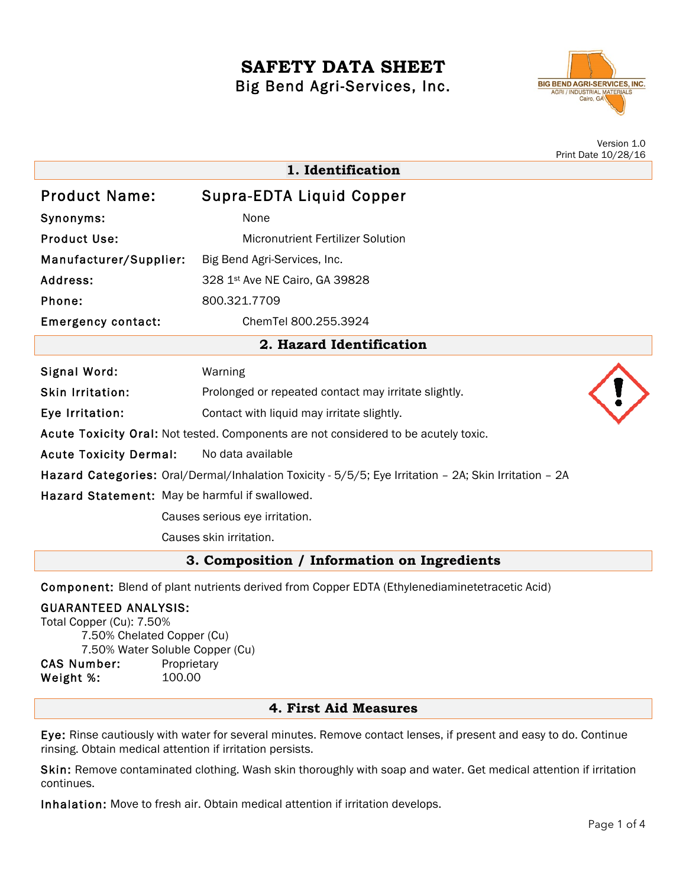# SAFETY DATA SHEET

Big Bend Agri-Services, Inc.

Version 1.0
Print Date 10/28/16

## 1. Identification

**Product Name:** Supra-EDTA Liquid Copper

**Synonyms:** None

**Product Use:** Micronutrient Fertilizer Solution

**Manufacturer/Supplier:** Big Bend Agri-Services, Inc.

**Address:** 328 1st Ave NE Cairo, GA 39828

**Phone:** 800.321.7709

**Emergency contact:** ChemTel 800.255.3924

## 2. Hazard Identification

**Signal Word:** Warning

**Skin Irritation:** Prolonged or repeated contact may irritate slightly.

**Eye Irritation:** Contact with liquid may irritate slightly.

**Acute Toxicity Oral:** Not tested. Components are not considered to be acutely toxic.

**Acute Toxicity Dermal:** No data available

**Hazard Categories:** Oral/Dermal/Inhalation Toxicity - 5/5/5; Eye Irritation – 2A; Skin Irritation – 2A

**Hazard Statement:** May be harmful if swallowed.

Causes serious eye irritation.

Causes skin irritation.

## 3. Composition / Information on Ingredients

**Component:** Blend of plant nutrients derived from Copper EDTA (Ethylenediaminetetracetic Acid)

**GUARANTEED ANALYSIS:**

Total Copper (Cu): 7.50%

7.50% Chelated Copper (Cu)

7.50% Water Soluble Copper (Cu)

**CAS Number:** Proprietary

**Weight %:** 100.00

## 4. First Aid Measures

**Eye:** Rinse cautiously with water for several minutes. Remove contact lenses, if present and easy to do. Continue rinsing. Obtain medical attention if irritation persists.

**Skin:** Remove contaminated clothing. Wash skin thoroughly with soap and water. Get medical attention if irritation continues.

**Inhalation:** Move to fresh air. Obtain medical attention if irritation develops.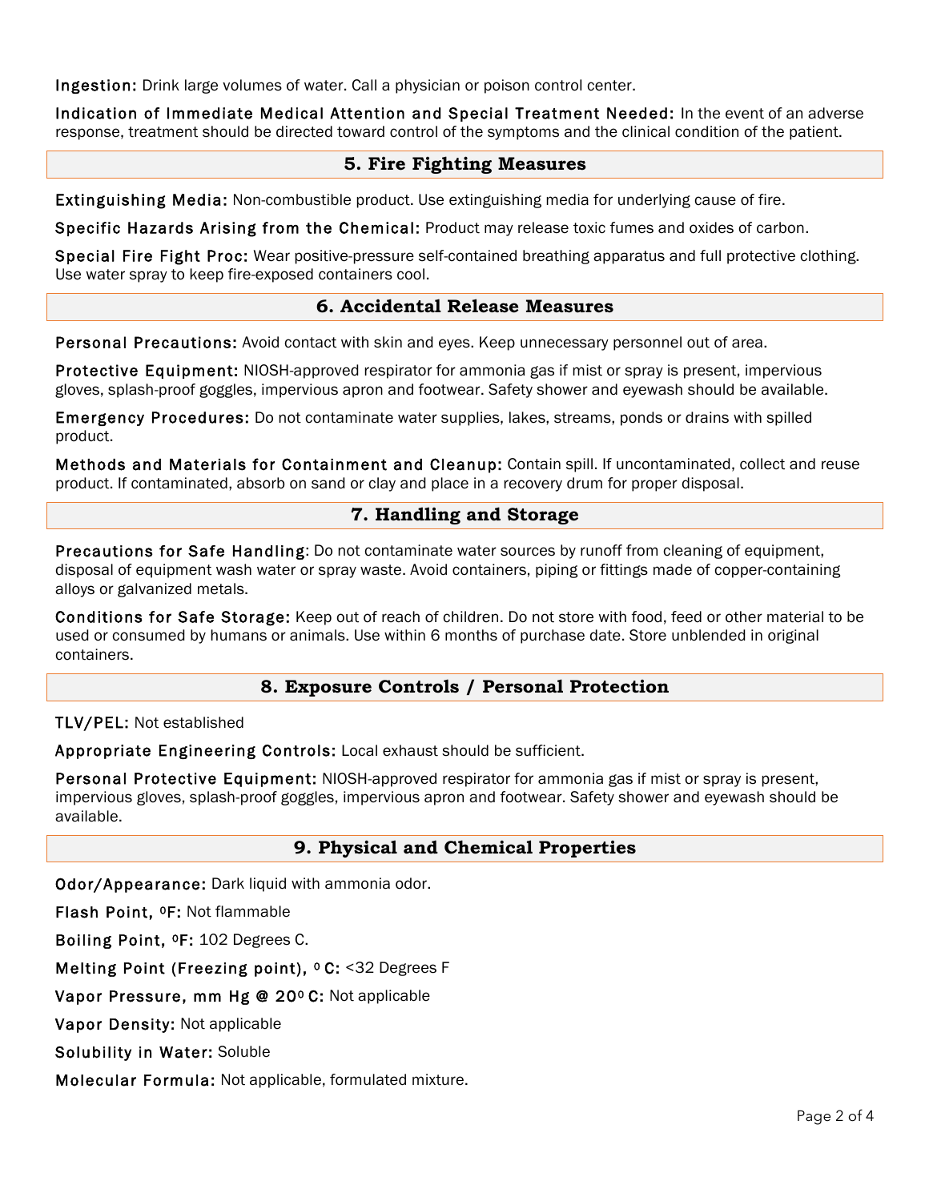**Ingestion:** Drink large volumes of water. Call a physician or poison control center.

**Indication of Immediate Medical Attention and Special Treatment Needed:** In the event of an adverse response, treatment should be directed toward control of the symptoms and the clinical condition of the patient.

## 5. Fire Fighting Measures

**Extinguishing Media:** Non-combustible product. Use extinguishing media for underlying cause of fire.

**Specific Hazards Arising from the Chemical:** Product may release toxic fumes and oxides of carbon.

**Special Fire Fight Proc:** Wear positive-pressure self-contained breathing apparatus and full protective clothing. Use water spray to keep fire-exposed containers cool.

## 6. Accidental Release Measures

**Personal Precautions:** Avoid contact with skin and eyes. Keep unnecessary personnel out of area.

**Protective Equipment:** NIOSH-approved respirator for ammonia gas if mist or spray is present, impervious gloves, splash-proof goggles, impervious apron and footwear. Safety shower and eyewash should be available.

**Emergency Procedures:** Do not contaminate water supplies, lakes, streams, ponds or drains with spilled product.

**Methods and Materials for Containment and Cleanup:** Contain spill. If uncontaminated, collect and reuse product. If contaminated, absorb on sand or clay and place in a recovery drum for proper disposal.

## 7. Handling and Storage

**Precautions for Safe Handling**: Do not contaminate water sources by runoff from cleaning of equipment, disposal of equipment wash water or spray waste. Avoid containers, piping or fittings made of copper-containing alloys or galvanized metals.

**Conditions for Safe Storage:** Keep out of reach of children. Do not store with food, feed or other material to be used or consumed by humans or animals. Use within 6 months of purchase date. Store unblended in original containers.

## 8. Exposure Controls / Personal Protection

**TLV/PEL:** Not established

**Appropriate Engineering Controls:** Local exhaust should be sufficient.

**Personal Protective Equipment:** NIOSH-approved respirator for ammonia gas if mist or spray is present, impervious gloves, splash-proof goggles, impervious apron and footwear. Safety shower and eyewash should be available.

## 9. Physical and Chemical Properties

**Odor/Appearance:** Dark liquid with ammonia odor.

**Flash Point, ºF:** Not flammable

**Boiling Point, ºF:** 102 Degrees C.

**Melting Point (Freezing point), º C:** <32 Degrees F

**Vapor Pressure, mm Hg @ 20º C:** Not applicable

**Vapor Density:** Not applicable

**Solubility in Water:** Soluble

**Molecular Formula:** Not applicable, formulated mixture.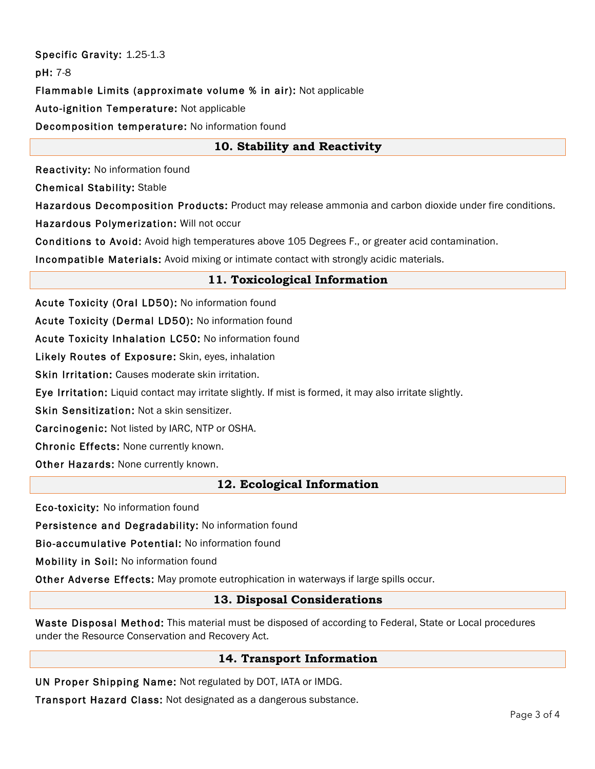**Specific Gravity:** 1.25-1.3

**pH:** 7-8

**Flammable Limits (approximate volume % in air):** Not applicable

**Auto-ignition Temperature:** Not applicable

**Decomposition temperature:** No information found

## 10. Stability and Reactivity

**Reactivity:** No information found

**Chemical Stability:** Stable

**Hazardous Decomposition Products:** Product may release ammonia and carbon dioxide under fire conditions.

**Hazardous Polymerization:** Will not occur

**Conditions to Avoid:** Avoid high temperatures above 105 Degrees F., or greater acid contamination.

**Incompatible Materials:** Avoid mixing or intimate contact with strongly acidic materials.

## 11. Toxicological Information

**Acute Toxicity (Oral LD50):** No information found

**Acute Toxicity (Dermal LD50):** No information found

**Acute Toxicity Inhalation LC50:** No information found

**Likely Routes of Exposure:** Skin, eyes, inhalation

**Skin Irritation:** Causes moderate skin irritation.

**Eye Irritation:** Liquid contact may irritate slightly. If mist is formed, it may also irritate slightly.

**Skin Sensitization:** Not a skin sensitizer.

**Carcinogenic:** Not listed by IARC, NTP or OSHA.

**Chronic Effects:** None currently known.

**Other Hazards:** None currently known.

## 12. Ecological Information

**Eco-toxicity:** No information found

**Persistence and Degradability:** No information found

**Bio-accumulative Potential:** No information found

**Mobility in Soil:** No information found

**Other Adverse Effects:** May promote eutrophication in waterways if large spills occur.

## 13. Disposal Considerations

**Waste Disposal Method:** This material must be disposed of according to Federal, State or Local procedures under the Resource Conservation and Recovery Act.

## 14. Transport Information

**UN Proper Shipping Name:** Not regulated by DOT, IATA or IMDG.

**Transport Hazard Class:** Not designated as a dangerous substance.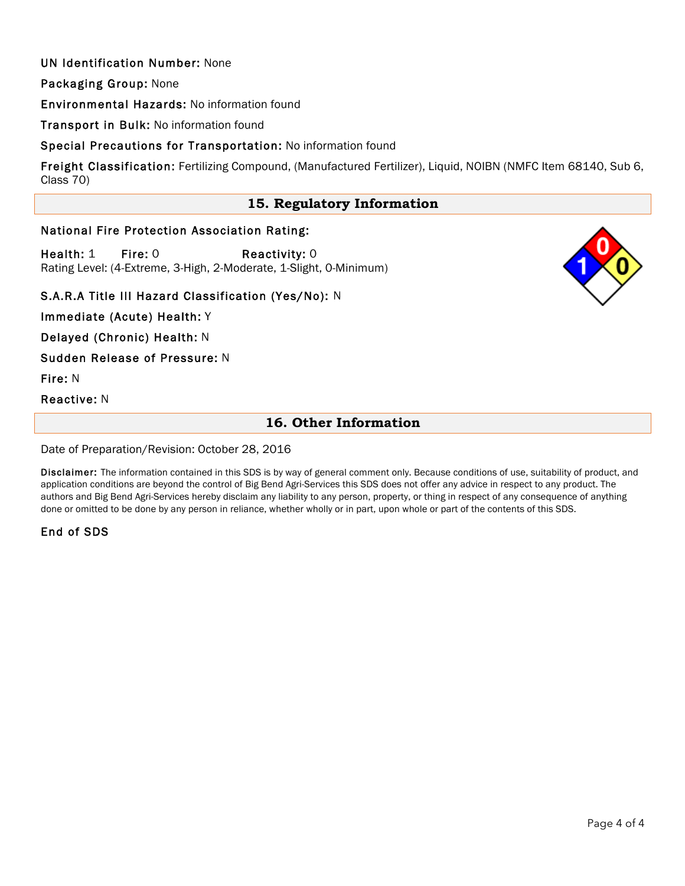**UN Identification Number:** None

**Packaging Group:** None

**Environmental Hazards:** No information found

**Transport in Bulk:** No information found

**Special Precautions for Transportation:** No information found

**Freight Classification:** Fertilizing Compound, (Manufactured Fertilizer), Liquid, NOIBN (NMFC Item 68140, Sub 6, Class 70)

## 15. Regulatory Information

**National Fire Protection Association Rating:**

**Health:** 1 **Fire:** 0 **Reactivity:** 0
Rating Level: (4-Extreme, 3-High, 2-Moderate, 1-Slight, 0-Minimum)

**S.A.R.A Title III Hazard Classification (Yes/No):** N

**Immediate (Acute) Health:** Y

**Delayed (Chronic) Health:** N

**Sudden Release of Pressure:** N

**Fire:** N

**Reactive:** N

## 16. Other Information

Date of Preparation/Revision: October 28, 2016

**Disclaimer:** The information contained in this SDS is by way of general comment only. Because conditions of use, suitability of product, and application conditions are beyond the control of Big Bend Agri-Services this SDS does not offer any advice in respect to any product. The authors and Big Bend Agri-Services hereby disclaim any liability to any person, property, or thing in respect of any consequence of anything done or omitted to be done by any person in reliance, whether wholly or in part, upon whole or part of the contents of this SDS.

**End of SDS**